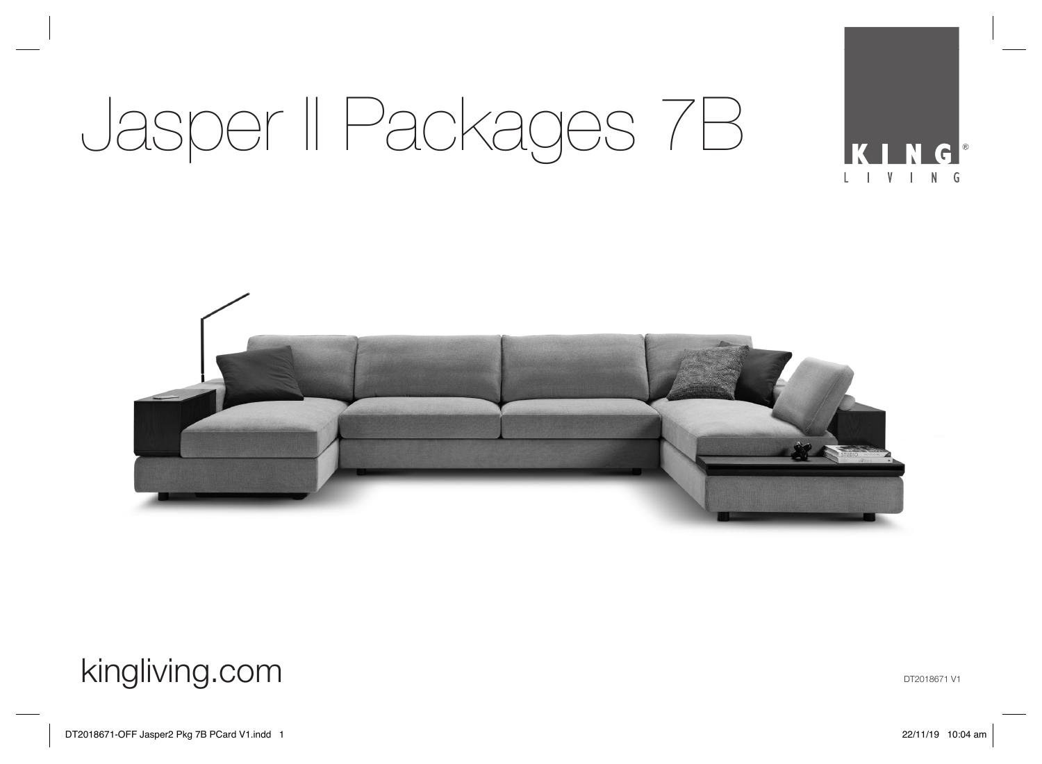# Jasper II Packages 7B

KING LIVING

kingliving.com

DT2018671 V1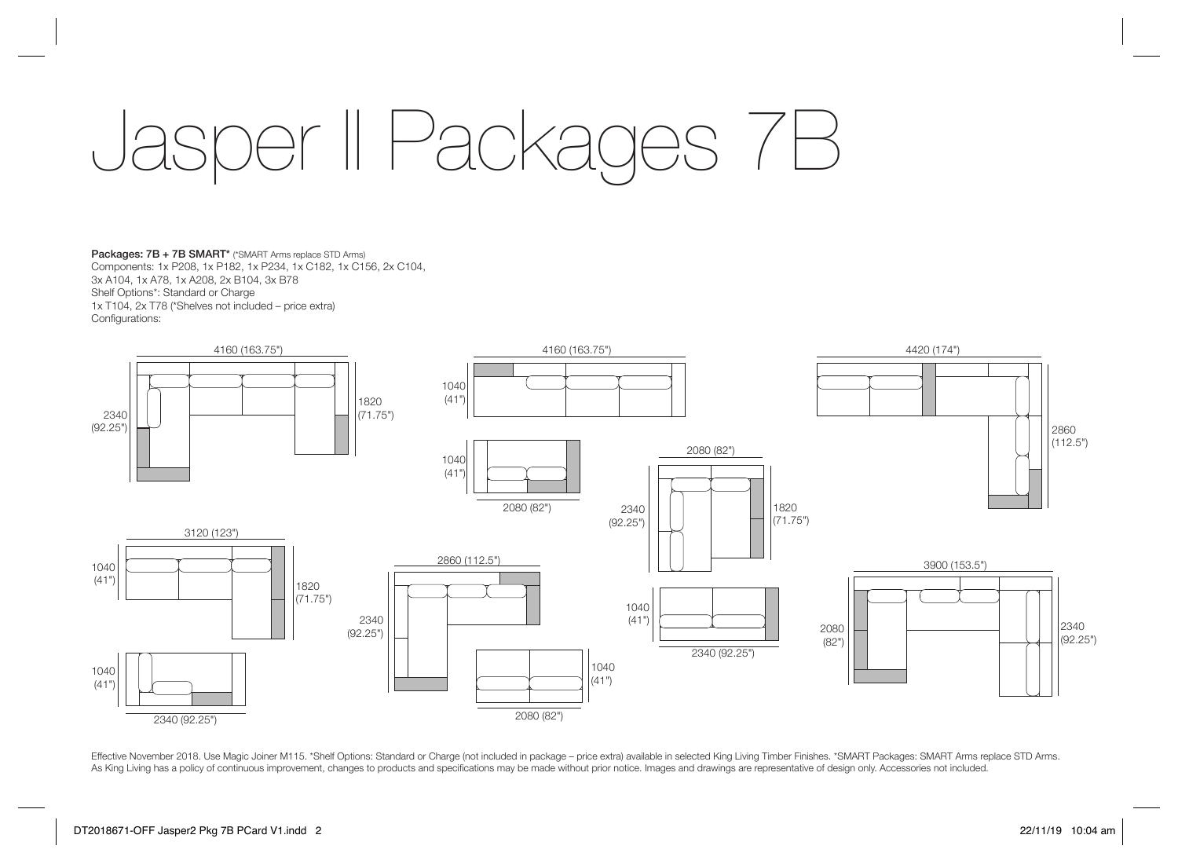# Jasper II Packages 7B

**Packages: 7B + 7B SMART*** (*SMART Arms replace STD Arms)
Components: 1x P208, 1x P182, 1x P234, 1x C182, 1x C156, 2x C104, 3x A104, 1x A78, 1x A208, 2x B104, 3x B78
Shelf Options*: Standard or Charge
1x T104, 2x T78 (*Shelves not included – price extra)
Configurations:

4160 (163.75")
2340 (92.25")
1820 (71.75")

4160 (163.75")
1040 (41")
1040 (41")
2080 (82")

2080 (82")
2340 (92.25")
1820 (71.75")

4420 (174")
2860 (112.5")

3120 (123")
1040 (41")
1820 (71.75")
1040 (41")
2340 (92.25")

2860 (112.5")
2340 (92.25")
1040 (41")
2080 (82")

1040 (41")
2340 (92.25")

3900 (153.5")
2080 (82")
2340 (92.25")

Effective November 2018. Use Magic Joiner M115. *Shelf Options: Standard or Charge (not included in package – price extra) available in selected King Living Timber Finishes. *SMART Packages: SMART Arms replace STD Arms. As King Living has a policy of continuous improvement, changes to products and specifications may be made without prior notice. Images and drawings are representative of design only. Accessories not included.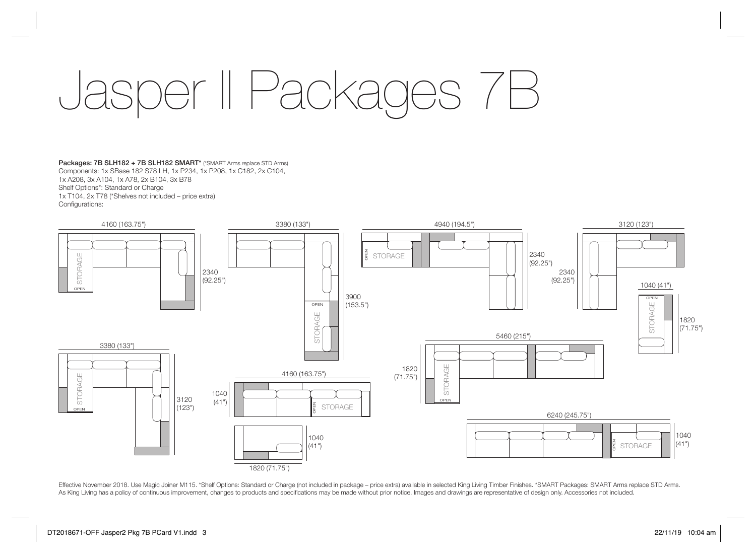# Jasper II Packages 7B

**Packages: 7B SLH182 + 7B SLH182 SMART*** (*SMART Arms replace STD Arms)
Components: 1x SBase 182 S78 LH, 1x P234, 1x P208, 1x C182, 2x C104,
1x A208, 3x A104, 1x A78, 2x B104, 3x B78
Shelf Options*: Standard or Charge
1x T104, 2x T78 (*Shelves not included – price extra)
Configurations:

4160 (163.75") × 2340 (92.25") — STORAGE, OPEN

3380 (133") × 3900 (153.5") — OPEN, STORAGE

4940 (194.5") × 2340 (92.25") — OPEN, STORAGE

3120 (123") × 2340 (92.25") + 1040 (41") × 1820 (71.75") — OPEN, STORAGE

3380 (133") × 3120 (123") — STORAGE, OPEN

4160 (163.75") × 1040 (41") — OPEN, STORAGE + 1820 (71.75") × 1040 (41")

5460 (215") × 1820 (71.75") — STORAGE, OPEN

6240 (245.75") × 1040 (41") — OPEN, STORAGE

Effective November 2018. Use Magic Joiner M115. *Shelf Options: Standard or Charge (not included in package – price extra) available in selected King Living Timber Finishes. *SMART Packages: SMART Arms replace STD Arms. As King Living has a policy of continuous improvement, changes to products and specifications may be made without prior notice. Images and drawings are representative of design only. Accessories not included.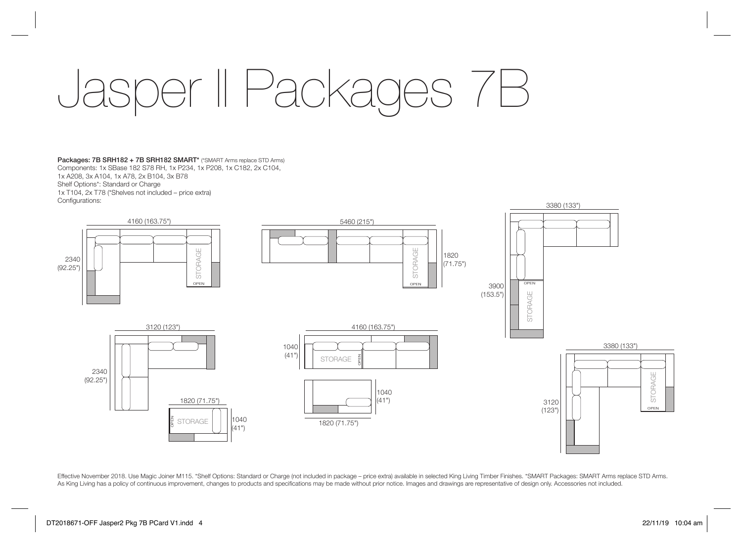# Jasper II Packages 7B

**Packages: 7B SRH182 + 7B SRH182 SMART*** (*SMART Arms replace STD Arms)
Components: 1x SBase 182 S78 RH, 1x P234, 1x P208, 1x C182, 2x C104,
1x A208, 3x A104, 1x A78, 2x B104, 3x B78
Shelf Options*: Standard or Charge
1x T104, 2x T78 (*Shelves not included – price extra)
Configurations:

4160 (163.75")
2340 (92.25")
STORAGE
OPEN

5460 (215")
1820 (71.75")
STORAGE
OPEN

3380 (133")
3900 (153.5")
OPEN
STORAGE

3120 (123")
2340 (92.25")
1820 (71.75")
OPEN
STORAGE
1040 (41")

4160 (163.75")
1040 (41")
STORAGE
OPEN
1040 (41")
1820 (71.75")

3380 (133")
3120 (123")
STORAGE
OPEN

Effective November 2018. Use Magic Joiner M115. *Shelf Options: Standard or Charge (not included in package – price extra) available in selected King Living Timber Finishes. *SMART Packages: SMART Arms replace STD Arms. As King Living has a policy of continuous improvement, changes to products and specifications may be made without prior notice. Images and drawings are representative of design only. Accessories not included.